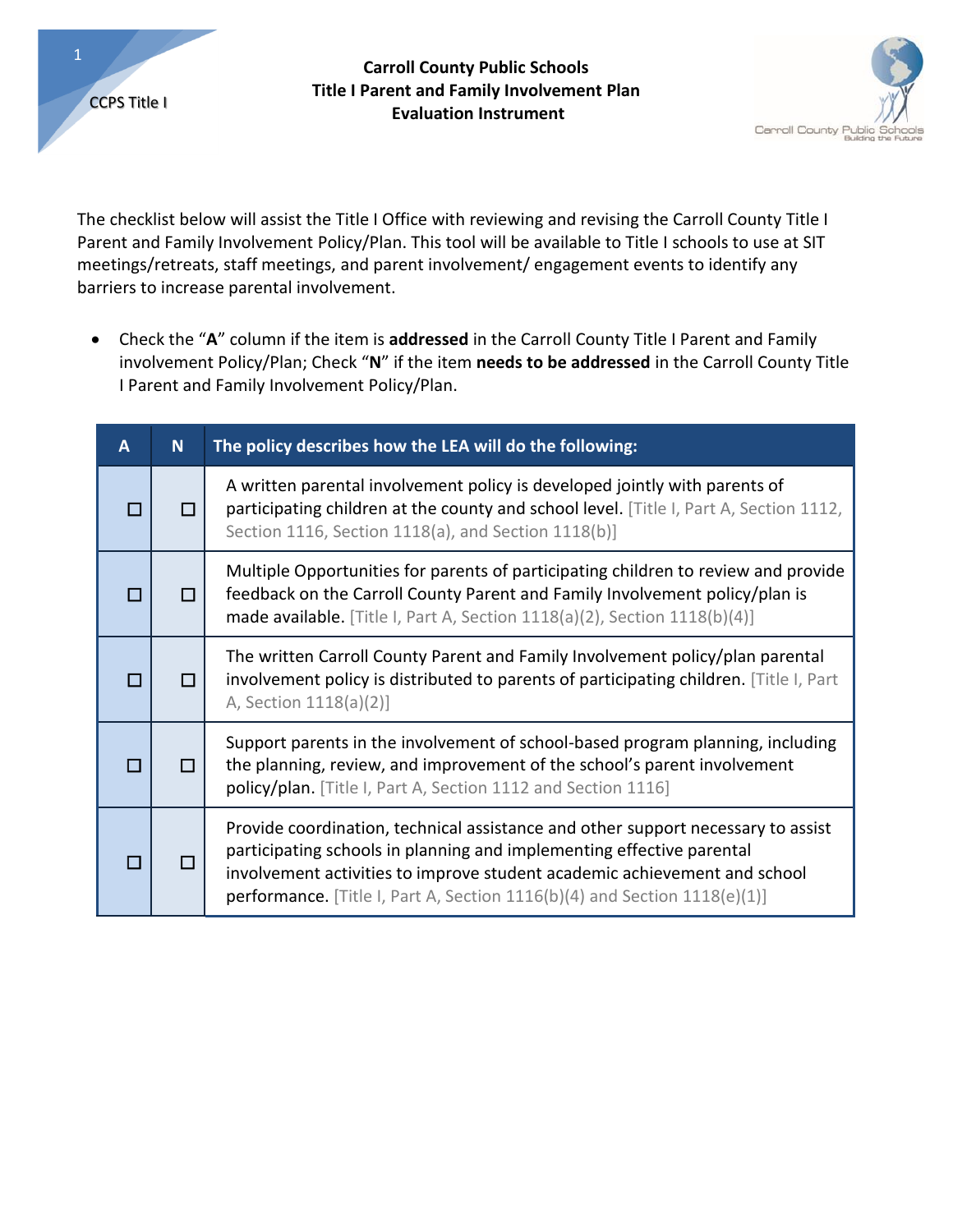# Carroll County Public Schools
## Title I Parent and Family Involvement Plan
## Evaluation Instrument

The checklist below will assist the Title I Office with reviewing and revising the Carroll County Title I Parent and Family Involvement Policy/Plan. This tool will be available to Title I schools to use at SIT meetings/retreats, staff meetings, and parent involvement/ engagement events to identify any barriers to increase parental involvement.

- Check the "**A**" column if the item is **addressed** in the Carroll County Title I Parent and Family involvement Policy/Plan; Check "**N**" if the item **needs to be addressed** in the Carroll County Title I Parent and Family Involvement Policy/Plan.

| A | N | The policy describes how the LEA will do the following: |
|---|---|---|
| ☐ | ☐ | A written parental involvement policy is developed jointly with parents of participating children at the county and school level. [Title I, Part A, Section 1112, Section 1116, Section 1118(a), and Section 1118(b)] |
| ☐ | ☐ | Multiple Opportunities for parents of participating children to review and provide feedback on the Carroll County Parent and Family Involvement policy/plan is made available. [Title I, Part A, Section 1118(a)(2), Section 1118(b)(4)] |
| ☐ | ☐ | The written Carroll County Parent and Family Involvement policy/plan parental involvement policy is distributed to parents of participating children. [Title I, Part A, Section 1118(a)(2)] |
| ☐ | ☐ | Support parents in the involvement of school-based program planning, including the planning, review, and improvement of the school's parent involvement policy/plan. [Title I, Part A, Section 1112 and Section 1116] |
| ☐ | ☐ | Provide coordination, technical assistance and other support necessary to assist participating schools in planning and implementing effective parental involvement activities to improve student academic achievement and school performance. [Title I, Part A, Section 1116(b)(4) and Section 1118(e)(1)] |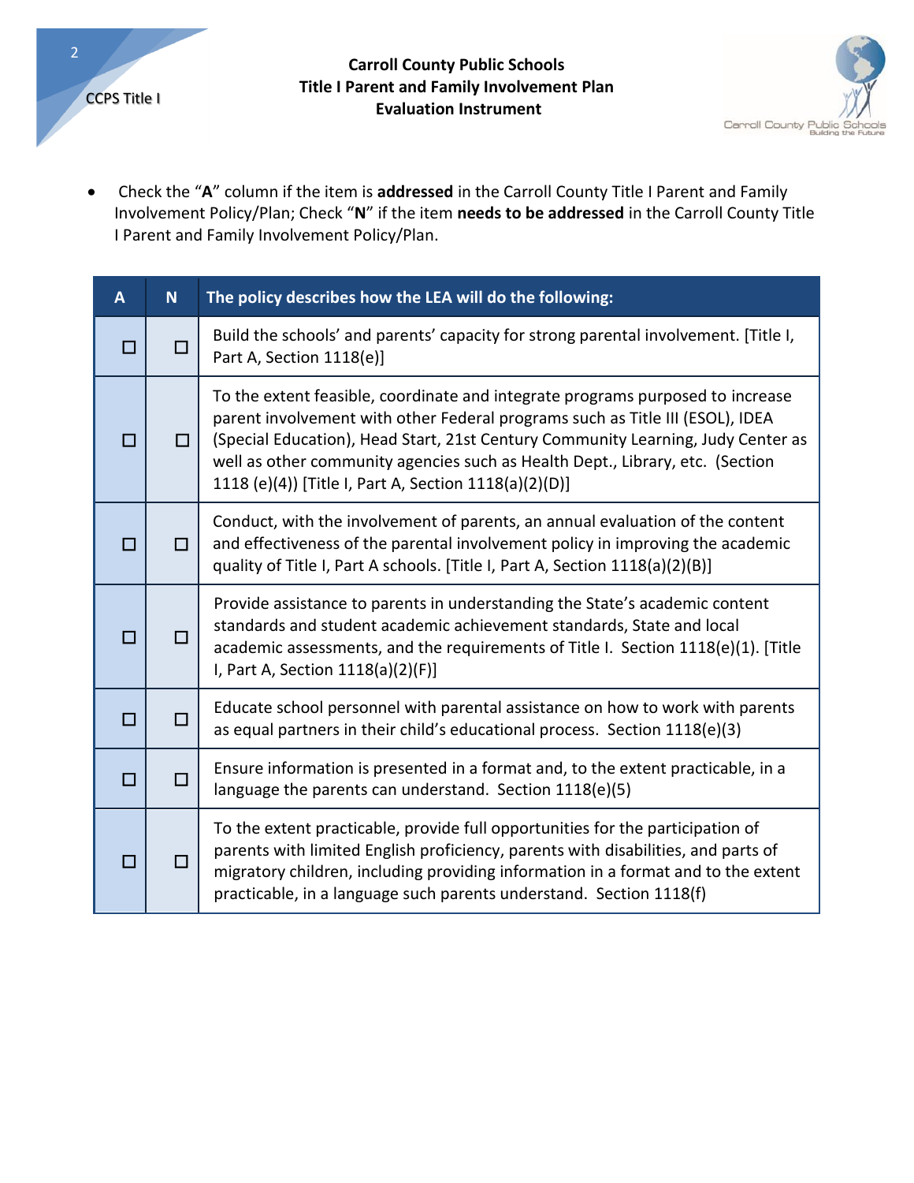**Carroll County Public Schools**
**Title I Parent and Family Involvement Plan**
**Evaluation Instrument**

- Check the "**A**" column if the item is **addressed** in the Carroll County Title I Parent and Family Involvement Policy/Plan; Check "**N**" if the item **needs to be addressed** in the Carroll County Title I Parent and Family Involvement Policy/Plan.

| A | N | The policy describes how the LEA will do the following: |
|---|---|---|
| ☐ | ☐ | Build the schools' and parents' capacity for strong parental involvement. [Title I, Part A, Section 1118(e)] |
| ☐ | ☐ | To the extent feasible, coordinate and integrate programs purposed to increase parent involvement with other Federal programs such as Title III (ESOL), IDEA (Special Education), Head Start, 21st Century Community Learning, Judy Center as well as other community agencies such as Health Dept., Library, etc. (Section 1118 (e)(4)) [Title I, Part A, Section 1118(a)(2)(D)] |
| ☐ | ☐ | Conduct, with the involvement of parents, an annual evaluation of the content and effectiveness of the parental involvement policy in improving the academic quality of Title I, Part A schools. [Title I, Part A, Section 1118(a)(2)(B)] |
| ☐ | ☐ | Provide assistance to parents in understanding the State's academic content standards and student academic achievement standards, State and local academic assessments, and the requirements of Title I. Section 1118(e)(1). [Title I, Part A, Section 1118(a)(2)(F)] |
| ☐ | ☐ | Educate school personnel with parental assistance on how to work with parents as equal partners in their child's educational process. Section 1118(e)(3) |
| ☐ | ☐ | Ensure information is presented in a format and, to the extent practicable, in a language the parents can understand. Section 1118(e)(5) |
| ☐ | ☐ | To the extent practicable, provide full opportunities for the participation of parents with limited English proficiency, parents with disabilities, and parts of migratory children, including providing information in a format and to the extent practicable, in a language such parents understand. Section 1118(f) |